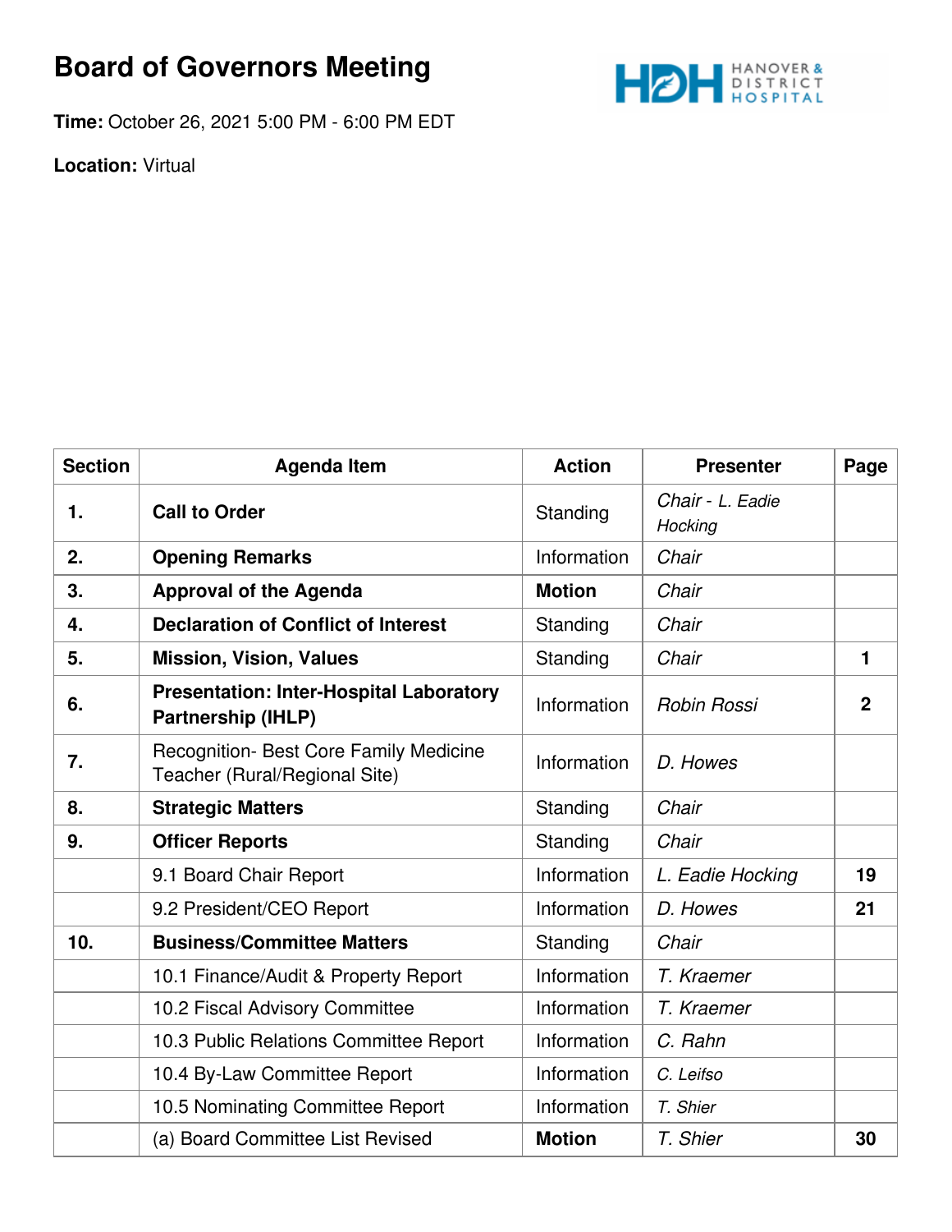# Board of Governors Meeting

**Time:** October 26, 2021 5:00 PM - 6:00 PM EDT

**Location:** Virtual

| Section | Agenda Item | Action | Presenter | Page |
|---|---|---|---|---|
| 1. | **Call to Order** | Standing | *Chair - L. Eadie Hocking* | |
| 2. | **Opening Remarks** | Information | *Chair* | |
| 3. | **Approval of the Agenda** | **Motion** | *Chair* | |
| 4. | **Declaration of Conflict of Interest** | Standing | *Chair* | |
| 5. | **Mission, Vision, Values** | Standing | *Chair* | **1** |
| 6. | **Presentation: Inter-Hospital Laboratory Partnership (IHLP)** | Information | *Robin Rossi* | **2** |
| 7. | Recognition- Best Core Family Medicine Teacher (Rural/Regional Site) | Information | *D. Howes* | |
| 8. | **Strategic Matters** | Standing | *Chair* | |
| 9. | **Officer Reports** | Standing | *Chair* | |
| | 9.1 Board Chair Report | Information | *L. Eadie Hocking* | **19** |
| | 9.2 President/CEO Report | Information | *D. Howes* | **21** |
| 10. | **Business/Committee Matters** | Standing | *Chair* | |
| | 10.1 Finance/Audit & Property Report | Information | *T. Kraemer* | |
| | 10.2 Fiscal Advisory Committee | Information | *T. Kraemer* | |
| | 10.3 Public Relations Committee Report | Information | *C. Rahn* | |
| | 10.4 By-Law Committee Report | Information | *C. Leifso* | |
| | 10.5 Nominating Committee Report | Information | *T. Shier* | |
| | (a) Board Committee List Revised | **Motion** | *T. Shier* | **30** |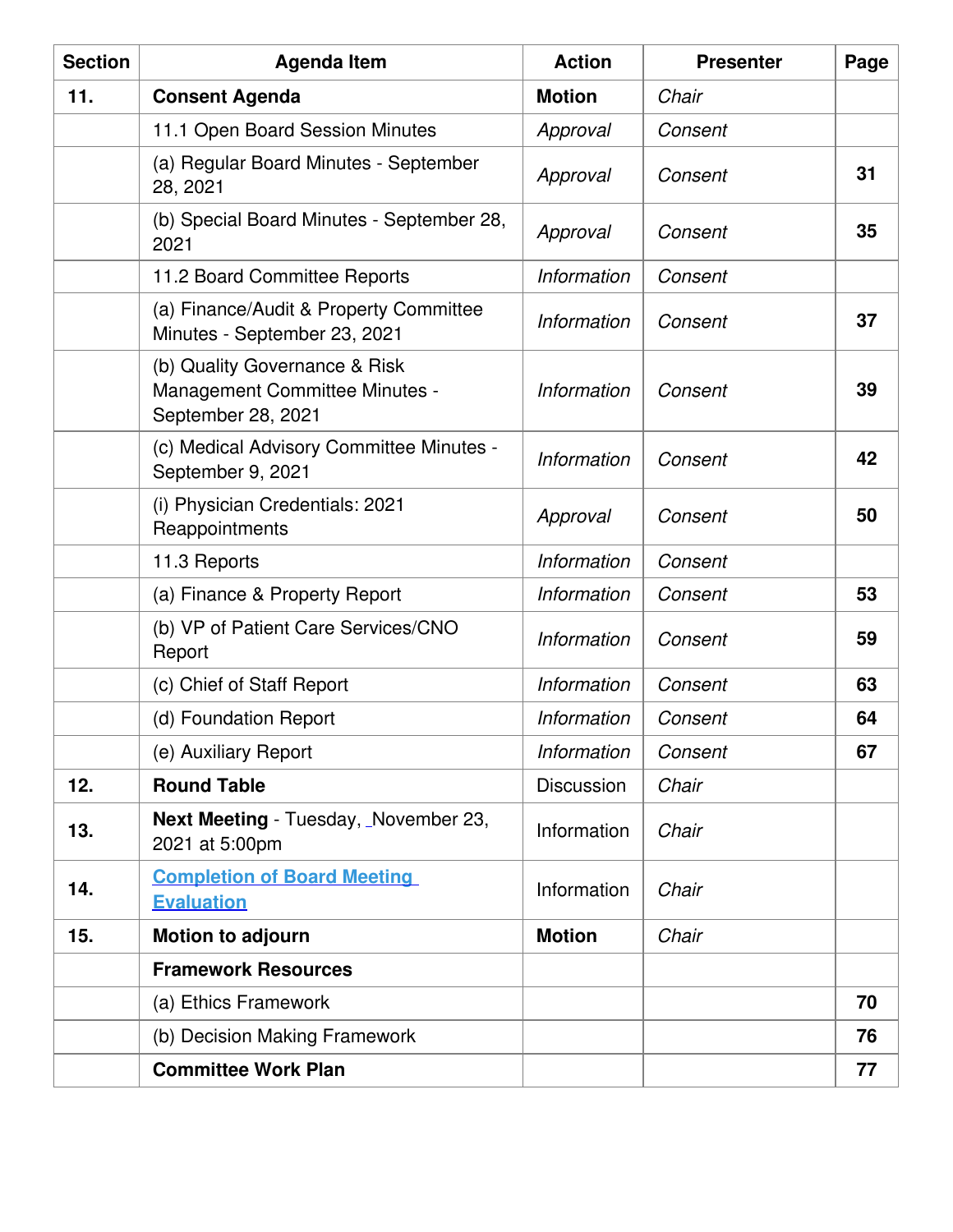| Section | Agenda Item | Action | Presenter | Page |
|---|---|---|---|---|
| **11.** | **Consent Agenda** | **Motion** | *Chair* | |
| | 11.1 Open Board Session Minutes | *Approval* | *Consent* | |
| | (a) Regular Board Minutes - September 28, 2021 | *Approval* | *Consent* | **31** |
| | (b) Special Board Minutes - September 28, 2021 | *Approval* | *Consent* | **35** |
| | 11.2 Board Committee Reports | *Information* | *Consent* | |
| | (a) Finance/Audit & Property Committee Minutes - September 23, 2021 | *Information* | *Consent* | **37** |
| | (b) Quality Governance & Risk Management Committee Minutes - September 28, 2021 | *Information* | *Consent* | **39** |
| | (c) Medical Advisory Committee Minutes - September 9, 2021 | *Information* | *Consent* | **42** |
| | (i) Physician Credentials: 2021 Reappointments | *Approval* | *Consent* | **50** |
| | 11.3 Reports | *Information* | *Consent* | |
| | (a) Finance & Property Report | *Information* | *Consent* | **53** |
| | (b) VP of Patient Care Services/CNO Report | *Information* | *Consent* | **59** |
| | (c) Chief of Staff Report | *Information* | *Consent* | **63** |
| | (d) Foundation Report | *Information* | *Consent* | **64** |
| | (e) Auxiliary Report | *Information* | *Consent* | **67** |
| **12.** | **Round Table** | Discussion | *Chair* | |
| **13.** | **Next Meeting** - Tuesday, November 23, 2021 at 5:00pm | Information | *Chair* | |
| **14.** | **Completion of Board Meeting Evaluation** | Information | *Chair* | |
| **15.** | **Motion to adjourn** | **Motion** | *Chair* | |
| | **Framework Resources** | | | |
| | (a) Ethics Framework | | | **70** |
| | (b) Decision Making Framework | | | **76** |
| | **Committee Work Plan** | | | **77** |